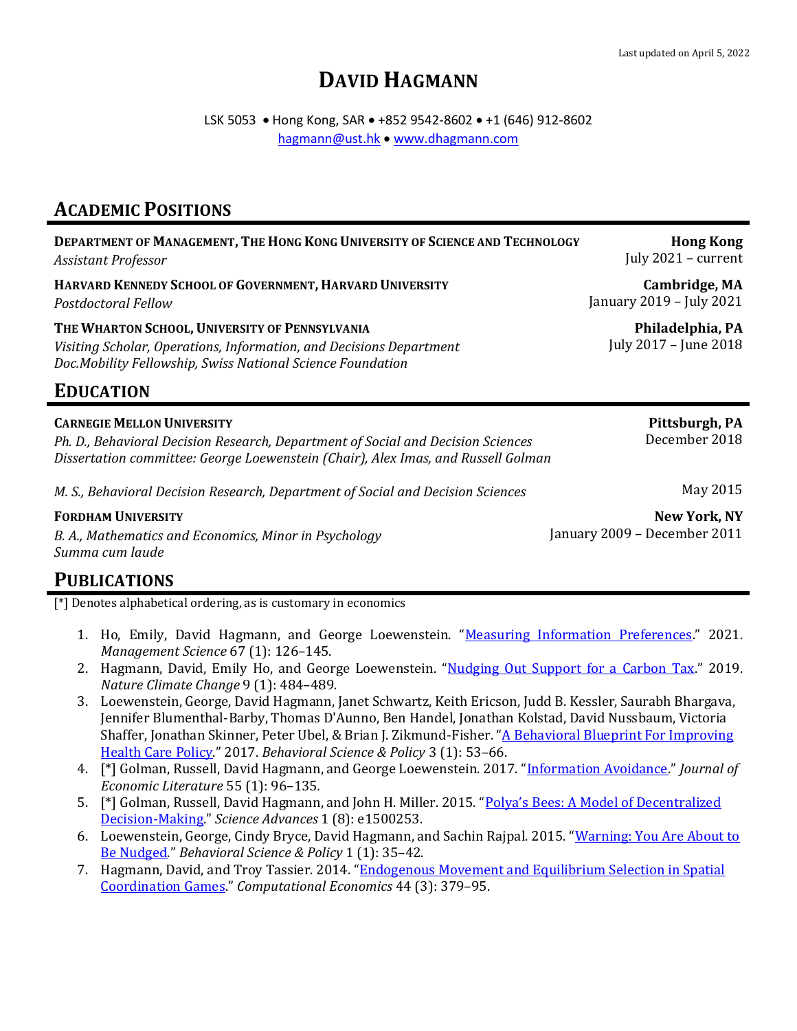Last updated on April 5, 2022

# DAVID HAGMANN

LSK 5053 • Hong Kong, SAR • +852 9542-8602 • +1 (646) 912-8602
hagmann@ust.hk • www.dhagmann.com

## ACADEMIC POSITIONS

**DEPARTMENT OF MANAGEMENT, THE HONG KONG UNIVERSITY OF SCIENCE AND TECHNOLOGY** — **Hong Kong**
*Assistant Professor* — July 2021 – current

**HARVARD KENNEDY SCHOOL OF GOVERNMENT, HARVARD UNIVERSITY** — **Cambridge, MA**
*Postdoctoral Fellow* — January 2019 – July 2021

**THE WHARTON SCHOOL, UNIVERSITY OF PENNSYLVANIA** — **Philadelphia, PA**
*Visiting Scholar, Operations, Information, and Decisions Department* — July 2017 – June 2018
*Doc.Mobility Fellowship, Swiss National Science Foundation*

## EDUCATION

**CARNEGIE MELLON UNIVERSITY** — **Pittsburgh, PA**
*Ph. D., Behavioral Decision Research, Department of Social and Decision Sciences* — December 2018
*Dissertation committee: George Loewenstein (Chair), Alex Imas, and Russell Golman*

*M. S., Behavioral Decision Research, Department of Social and Decision Sciences* — May 2015

**FORDHAM UNIVERSITY** — **New York, NY**
*B. A., Mathematics and Economics, Minor in Psychology* — January 2009 – December 2011
*Summa cum laude*

## PUBLICATIONS

[*] Denotes alphabetical ordering, as is customary in economics

1. Ho, Emily, David Hagmann, and George Loewenstein. "Measuring Information Preferences." 2021. *Management Science* 67 (1): 126–145.
2. Hagmann, David, Emily Ho, and George Loewenstein. "Nudging Out Support for a Carbon Tax." 2019. *Nature Climate Change* 9 (1): 484–489.
3. Loewenstein, George, David Hagmann, Janet Schwartz, Keith Ericson, Judd B. Kessler, Saurabh Bhargava, Jennifer Blumenthal-Barby, Thomas D'Aunno, Ben Handel, Jonathan Kolstad, David Nussbaum, Victoria Shaffer, Jonathan Skinner, Peter Ubel, & Brian J. Zikmund-Fisher. "A Behavioral Blueprint For Improving Health Care Policy." 2017. *Behavioral Science & Policy* 3 (1): 53–66.
4. [*] Golman, Russell, David Hagmann, and George Loewenstein. 2017. "Information Avoidance." *Journal of Economic Literature* 55 (1): 96–135.
5. [*] Golman, Russell, David Hagmann, and John H. Miller. 2015. "Polya's Bees: A Model of Decentralized Decision-Making." *Science Advances* 1 (8): e1500253.
6. Loewenstein, George, Cindy Bryce, David Hagmann, and Sachin Rajpal. 2015. "Warning: You Are About to Be Nudged." *Behavioral Science & Policy* 1 (1): 35–42.
7. Hagmann, David, and Troy Tassier. 2014. "Endogenous Movement and Equilibrium Selection in Spatial Coordination Games." *Computational Economics* 44 (3): 379–95.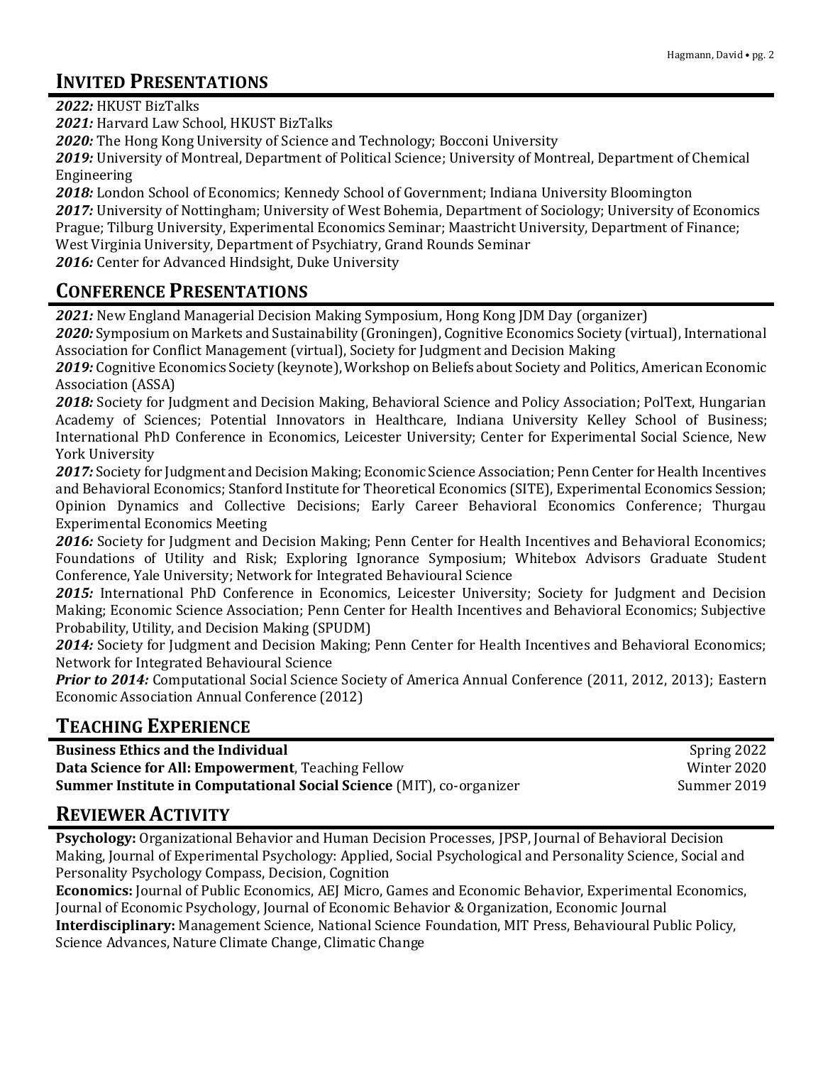## INVITED PRESENTATIONS

***2022:*** HKUST BizTalks
***2021:*** Harvard Law School, HKUST BizTalks
***2020:*** The Hong Kong University of Science and Technology; Bocconi University
***2019:*** University of Montreal, Department of Political Science; University of Montreal, Department of Chemical Engineering
***2018:*** London School of Economics; Kennedy School of Government; Indiana University Bloomington
***2017:*** University of Nottingham; University of West Bohemia, Department of Sociology; University of Economics Prague; Tilburg University, Experimental Economics Seminar; Maastricht University, Department of Finance; West Virginia University, Department of Psychiatry, Grand Rounds Seminar
***2016:*** Center for Advanced Hindsight, Duke University

## CONFERENCE PRESENTATIONS

***2021:*** New England Managerial Decision Making Symposium, Hong Kong JDM Day (organizer)
***2020:*** Symposium on Markets and Sustainability (Groningen), Cognitive Economics Society (virtual), International Association for Conflict Management (virtual), Society for Judgment and Decision Making
***2019:*** Cognitive Economics Society (keynote), Workshop on Beliefs about Society and Politics, American Economic Association (ASSA)
***2018:*** Society for Judgment and Decision Making, Behavioral Science and Policy Association; PolText, Hungarian Academy of Sciences; Potential Innovators in Healthcare, Indiana University Kelley School of Business; International PhD Conference in Economics, Leicester University; Center for Experimental Social Science, New York University
***2017:*** Society for Judgment and Decision Making; Economic Science Association; Penn Center for Health Incentives and Behavioral Economics; Stanford Institute for Theoretical Economics (SITE), Experimental Economics Session; Opinion Dynamics and Collective Decisions; Early Career Behavioral Economics Conference; Thurgau Experimental Economics Meeting
***2016:*** Society for Judgment and Decision Making; Penn Center for Health Incentives and Behavioral Economics; Foundations of Utility and Risk; Exploring Ignorance Symposium; Whitebox Advisors Graduate Student Conference, Yale University; Network for Integrated Behavioural Science
***2015:*** International PhD Conference in Economics, Leicester University; Society for Judgment and Decision Making; Economic Science Association; Penn Center for Health Incentives and Behavioral Economics; Subjective Probability, Utility, and Decision Making (SPUDM)
***2014:*** Society for Judgment and Decision Making; Penn Center for Health Incentives and Behavioral Economics; Network for Integrated Behavioural Science
***Prior to 2014:*** Computational Social Science Society of America Annual Conference (2011, 2012, 2013); Eastern Economic Association Annual Conference (2012)

## TEACHING EXPERIENCE

**Business Ethics and the Individual** — Spring 2022
**Data Science for All: Empowerment**, Teaching Fellow — Winter 2020
**Summer Institute in Computational Social Science** (MIT), co-organizer — Summer 2019

## REVIEWER ACTIVITY

**Psychology:** Organizational Behavior and Human Decision Processes, JPSP, Journal of Behavioral Decision Making, Journal of Experimental Psychology: Applied, Social Psychological and Personality Science, Social and Personality Psychology Compass, Decision, Cognition
**Economics:** Journal of Public Economics, AEJ Micro, Games and Economic Behavior, Experimental Economics, Journal of Economic Psychology, Journal of Economic Behavior & Organization, Economic Journal
**Interdisciplinary:** Management Science, National Science Foundation, MIT Press, Behavioural Public Policy, Science Advances, Nature Climate Change, Climatic Change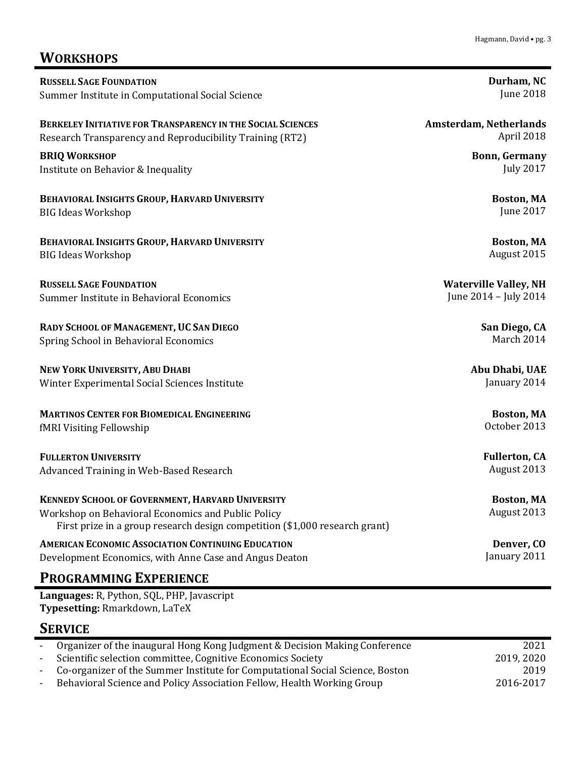## WORKSHOPS

**RUSSELL SAGE FOUNDATION** — **Durham, NC**
Summer Institute in Computational Social Science — June 2018

**BERKELEY INITIATIVE FOR TRANSPARENCY IN THE SOCIAL SCIENCES** — **Amsterdam, Netherlands**
Research Transparency and Reproducibility Training (RT2) — April 2018

**BRIQ WORKSHOP** — **Bonn, Germany**
Institute on Behavior & Inequality — July 2017

**BEHAVIORAL INSIGHTS GROUP, HARVARD UNIVERSITY** — **Boston, MA**
BIG Ideas Workshop — June 2017

**BEHAVIORAL INSIGHTS GROUP, HARVARD UNIVERSITY** — **Boston, MA**
BIG Ideas Workshop — August 2015

**RUSSELL SAGE FOUNDATION** — **Waterville Valley, NH**
Summer Institute in Behavioral Economics — June 2014 – July 2014

**RADY SCHOOL OF MANAGEMENT, UC SAN DIEGO** — **San Diego, CA**
Spring School in Behavioral Economics — March 2014

**NEW YORK UNIVERSITY, ABU DHABI** — **Abu Dhabi, UAE**
Winter Experimental Social Sciences Institute — January 2014

**MARTINOS CENTER FOR BIOMEDICAL ENGINEERING** — **Boston, MA**
fMRI Visiting Fellowship — October 2013

**FULLERTON UNIVERSITY** — **Fullerton, CA**
Advanced Training in Web-Based Research — August 2013

**KENNEDY SCHOOL OF GOVERNMENT, HARVARD UNIVERSITY** — **Boston, MA**
Workshop on Behavioral Economics and Public Policy — August 2013
First prize in a group research design competition ($1,000 research grant)

**AMERICAN ECONOMIC ASSOCIATION CONTINUING EDUCATION** — **Denver, CO**
Development Economics, with Anne Case and Angus Deaton — January 2011

## PROGRAMMING EXPERIENCE

**Languages:** R, Python, SQL, PHP, Javascript
**Typesetting:** Rmarkdown, LaTeX

## SERVICE

- Organizer of the inaugural Hong Kong Judgment & Decision Making Conference — 2021
- Scientific selection committee, Cognitive Economics Society — 2019, 2020
- Co-organizer of the Summer Institute for Computational Social Science, Boston — 2019
- Behavioral Science and Policy Association Fellow, Health Working Group — 2016-2017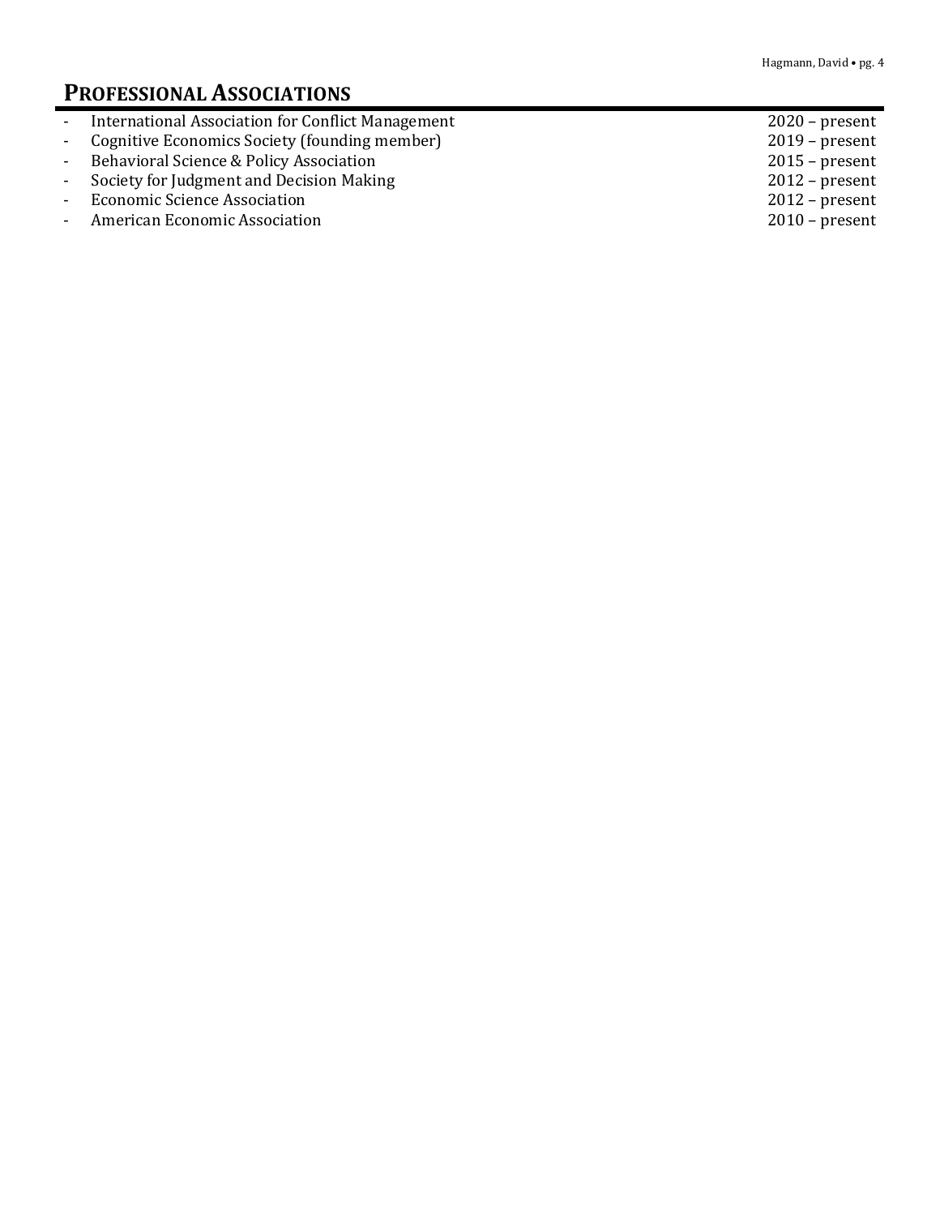## PROFESSIONAL ASSOCIATIONS

- International Association for Conflict Management 2020 – present
- Cognitive Economics Society (founding member) 2019 – present
- Behavioral Science & Policy Association 2015 – present
- Society for Judgment and Decision Making 2012 – present
- Economic Science Association 2012 – present
- American Economic Association 2010 – present